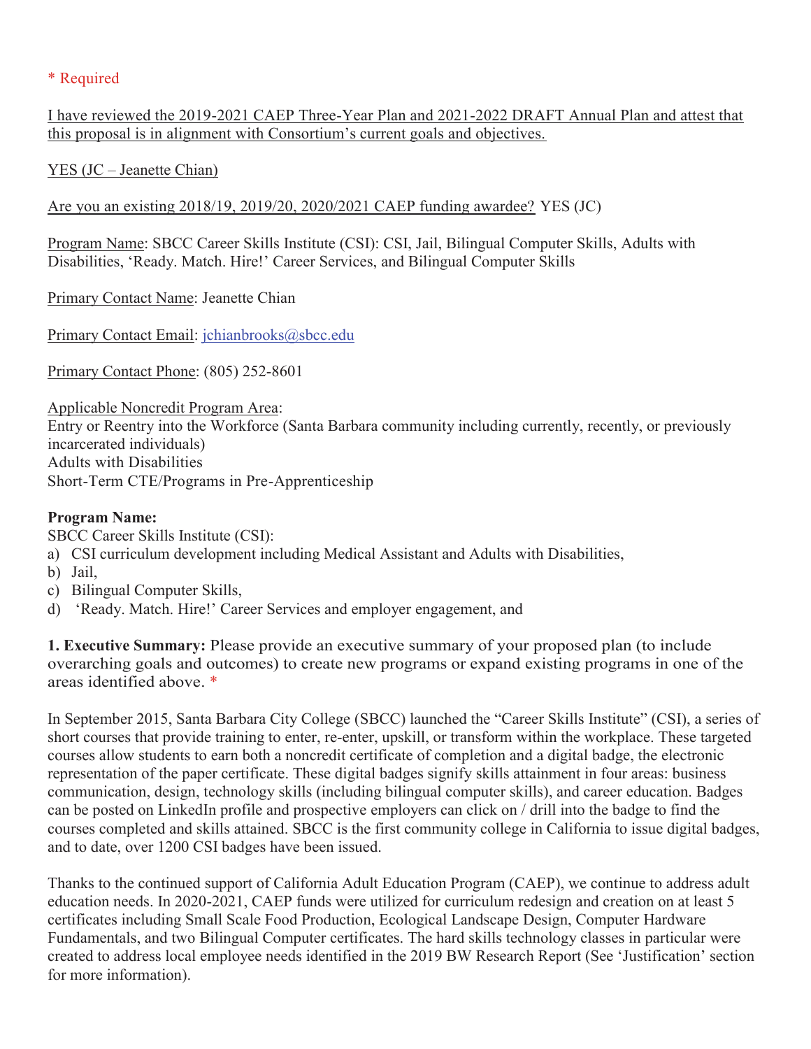\* Required

I have reviewed the 2019-2021 CAEP Three-Year Plan and 2021-2022 DRAFT Annual Plan and attest that this proposal is in alignment with Consortium's current goals and objectives.

YES (JC – Jeanette Chian)

Are you an existing 2018/19, 2019/20, 2020/2021 CAEP funding awardee? YES (JC)

Program Name: SBCC Career Skills Institute (CSI): CSI, Jail, Bilingual Computer Skills, Adults with Disabilities, 'Ready. Match. Hire!' Career Services, and Bilingual Computer Skills

Primary Contact Name: Jeanette Chian

Primary Contact Email: jchianbrooks@sbcc.edu

Primary Contact Phone: (805) 252-8601

Applicable Noncredit Program Area:
Entry or Reentry into the Workforce (Santa Barbara community including currently, recently, or previously incarcerated individuals)
Adults with Disabilities
Short-Term CTE/Programs in Pre-Apprenticeship

**Program Name:**
SBCC Career Skills Institute (CSI):

a) CSI curriculum development including Medical Assistant and Adults with Disabilities,
b) Jail,
c) Bilingual Computer Skills,
d) 'Ready. Match. Hire!' Career Services and employer engagement, and

**1. Executive Summary:** Please provide an executive summary of your proposed plan (to include overarching goals and outcomes) to create new programs or expand existing programs in one of the areas identified above. *

In September 2015, Santa Barbara City College (SBCC) launched the "Career Skills Institute" (CSI), a series of short courses that provide training to enter, re-enter, upskill, or transform within the workplace. These targeted courses allow students to earn both a noncredit certificate of completion and a digital badge, the electronic representation of the paper certificate. These digital badges signify skills attainment in four areas: business communication, design, technology skills (including bilingual computer skills), and career education. Badges can be posted on LinkedIn profile and prospective employers can click on / drill into the badge to find the courses completed and skills attained. SBCC is the first community college in California to issue digital badges, and to date, over 1200 CSI badges have been issued.

Thanks to the continued support of California Adult Education Program (CAEP), we continue to address adult education needs. In 2020-2021, CAEP funds were utilized for curriculum redesign and creation on at least 5 certificates including Small Scale Food Production, Ecological Landscape Design, Computer Hardware Fundamentals, and two Bilingual Computer certificates. The hard skills technology classes in particular were created to address local employee needs identified in the 2019 BW Research Report (See 'Justification' section for more information).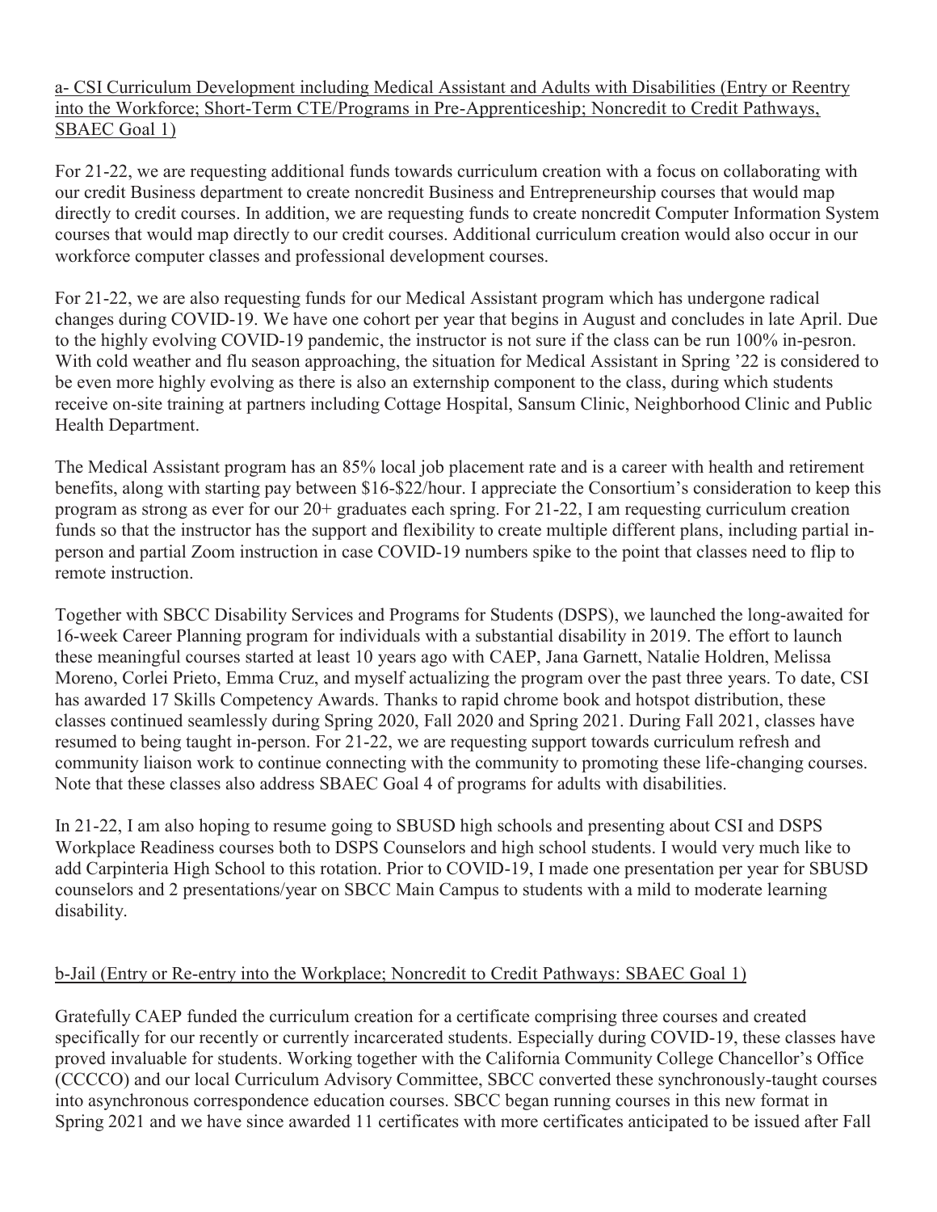a- CSI Curriculum Development including Medical Assistant and Adults with Disabilities (Entry or Reentry into the Workforce; Short-Term CTE/Programs in Pre-Apprenticeship; Noncredit to Credit Pathways, SBAEC Goal 1)

For 21-22, we are requesting additional funds towards curriculum creation with a focus on collaborating with our credit Business department to create noncredit Business and Entrepreneurship courses that would map directly to credit courses. In addition, we are requesting funds to create noncredit Computer Information System courses that would map directly to our credit courses. Additional curriculum creation would also occur in our workforce computer classes and professional development courses.

For 21-22, we are also requesting funds for our Medical Assistant program which has undergone radical changes during COVID-19. We have one cohort per year that begins in August and concludes in late April. Due to the highly evolving COVID-19 pandemic, the instructor is not sure if the class can be run 100% in-pesron. With cold weather and flu season approaching, the situation for Medical Assistant in Spring '22 is considered to be even more highly evolving as there is also an externship component to the class, during which students receive on-site training at partners including Cottage Hospital, Sansum Clinic, Neighborhood Clinic and Public Health Department.

The Medical Assistant program has an 85% local job placement rate and is a career with health and retirement benefits, along with starting pay between $16-$22/hour. I appreciate the Consortium's consideration to keep this program as strong as ever for our 20+ graduates each spring. For 21-22, I am requesting curriculum creation funds so that the instructor has the support and flexibility to create multiple different plans, including partial in-person and partial Zoom instruction in case COVID-19 numbers spike to the point that classes need to flip to remote instruction.

Together with SBCC Disability Services and Programs for Students (DSPS), we launched the long-awaited for 16-week Career Planning program for individuals with a substantial disability in 2019. The effort to launch these meaningful courses started at least 10 years ago with CAEP, Jana Garnett, Natalie Holdren, Melissa Moreno, Corlei Prieto, Emma Cruz, and myself actualizing the program over the past three years. To date, CSI has awarded 17 Skills Competency Awards. Thanks to rapid chrome book and hotspot distribution, these classes continued seamlessly during Spring 2020, Fall 2020 and Spring 2021. During Fall 2021, classes have resumed to being taught in-person. For 21-22, we are requesting support towards curriculum refresh and community liaison work to continue connecting with the community to promoting these life-changing courses. Note that these classes also address SBAEC Goal 4 of programs for adults with disabilities.

In 21-22, I am also hoping to resume going to SBUSD high schools and presenting about CSI and DSPS Workplace Readiness courses both to DSPS Counselors and high school students. I would very much like to add Carpinteria High School to this rotation. Prior to COVID-19, I made one presentation per year for SBUSD counselors and 2 presentations/year on SBCC Main Campus to students with a mild to moderate learning disability.

b-Jail (Entry or Re-entry into the Workplace; Noncredit to Credit Pathways: SBAEC Goal 1)

Gratefully CAEP funded the curriculum creation for a certificate comprising three courses and created specifically for our recently or currently incarcerated students. Especially during COVID-19, these classes have proved invaluable for students. Working together with the California Community College Chancellor's Office (CCCCO) and our local Curriculum Advisory Committee, SBCC converted these synchronously-taught courses into asynchronous correspondence education courses. SBCC began running courses in this new format in Spring 2021 and we have since awarded 11 certificates with more certificates anticipated to be issued after Fall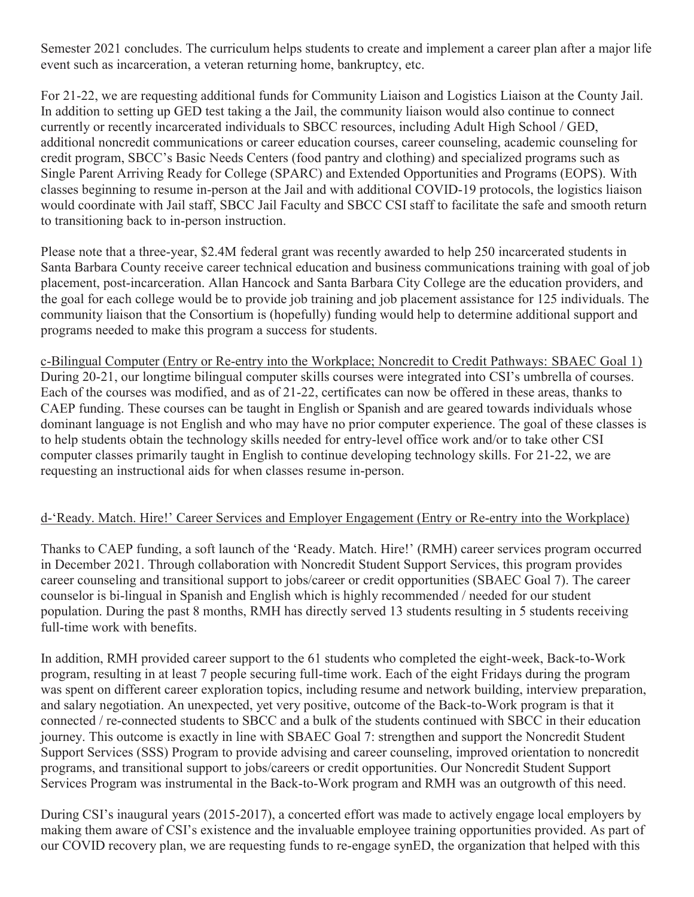Semester 2021 concludes. The curriculum helps students to create and implement a career plan after a major life event such as incarceration, a veteran returning home, bankruptcy, etc.

For 21-22, we are requesting additional funds for Community Liaison and Logistics Liaison at the County Jail. In addition to setting up GED test taking a the Jail, the community liaison would also continue to connect currently or recently incarcerated individuals to SBCC resources, including Adult High School / GED, additional noncredit communications or career education courses, career counseling, academic counseling for credit program, SBCC's Basic Needs Centers (food pantry and clothing) and specialized programs such as Single Parent Arriving Ready for College (SPARC) and Extended Opportunities and Programs (EOPS). With classes beginning to resume in-person at the Jail and with additional COVID-19 protocols, the logistics liaison would coordinate with Jail staff, SBCC Jail Faculty and SBCC CSI staff to facilitate the safe and smooth return to transitioning back to in-person instruction.

Please note that a three-year, $2.4M federal grant was recently awarded to help 250 incarcerated students in Santa Barbara County receive career technical education and business communications training with goal of job placement, post-incarceration. Allan Hancock and Santa Barbara City College are the education providers, and the goal for each college would be to provide job training and job placement assistance for 125 individuals. The community liaison that the Consortium is (hopefully) funding would help to determine additional support and programs needed to make this program a success for students.

<u>c-Bilingual Computer (Entry or Re-entry into the Workplace; Noncredit to Credit Pathways: SBAEC Goal 1)</u>
During 20-21, our longtime bilingual computer skills courses were integrated into CSI's umbrella of courses. Each of the courses was modified, and as of 21-22, certificates can now be offered in these areas, thanks to CAEP funding. These courses can be taught in English or Spanish and are geared towards individuals whose dominant language is not English and who may have no prior computer experience. The goal of these classes is to help students obtain the technology skills needed for entry-level office work and/or to take other CSI computer classes primarily taught in English to continue developing technology skills. For 21-22, we are requesting an instructional aids for when classes resume in-person.

<u>d-'Ready. Match. Hire!' Career Services and Employer Engagement (Entry or Re-entry into the Workplace)</u>

Thanks to CAEP funding, a soft launch of the 'Ready. Match. Hire!' (RMH) career services program occurred in December 2021. Through collaboration with Noncredit Student Support Services, this program provides career counseling and transitional support to jobs/career or credit opportunities (SBAEC Goal 7). The career counselor is bi-lingual in Spanish and English which is highly recommended / needed for our student population. During the past 8 months, RMH has directly served 13 students resulting in 5 students receiving full-time work with benefits.

In addition, RMH provided career support to the 61 students who completed the eight-week, Back-to-Work program, resulting in at least 7 people securing full-time work. Each of the eight Fridays during the program was spent on different career exploration topics, including resume and network building, interview preparation, and salary negotiation. An unexpected, yet very positive, outcome of the Back-to-Work program is that it connected / re-connected students to SBCC and a bulk of the students continued with SBCC in their education journey. This outcome is exactly in line with SBAEC Goal 7: strengthen and support the Noncredit Student Support Services (SSS) Program to provide advising and career counseling, improved orientation to noncredit programs, and transitional support to jobs/careers or credit opportunities. Our Noncredit Student Support Services Program was instrumental in the Back-to-Work program and RMH was an outgrowth of this need.

During CSI's inaugural years (2015-2017), a concerted effort was made to actively engage local employers by making them aware of CSI's existence and the invaluable employee training opportunities provided. As part of our COVID recovery plan, we are requesting funds to re-engage synED, the organization that helped with this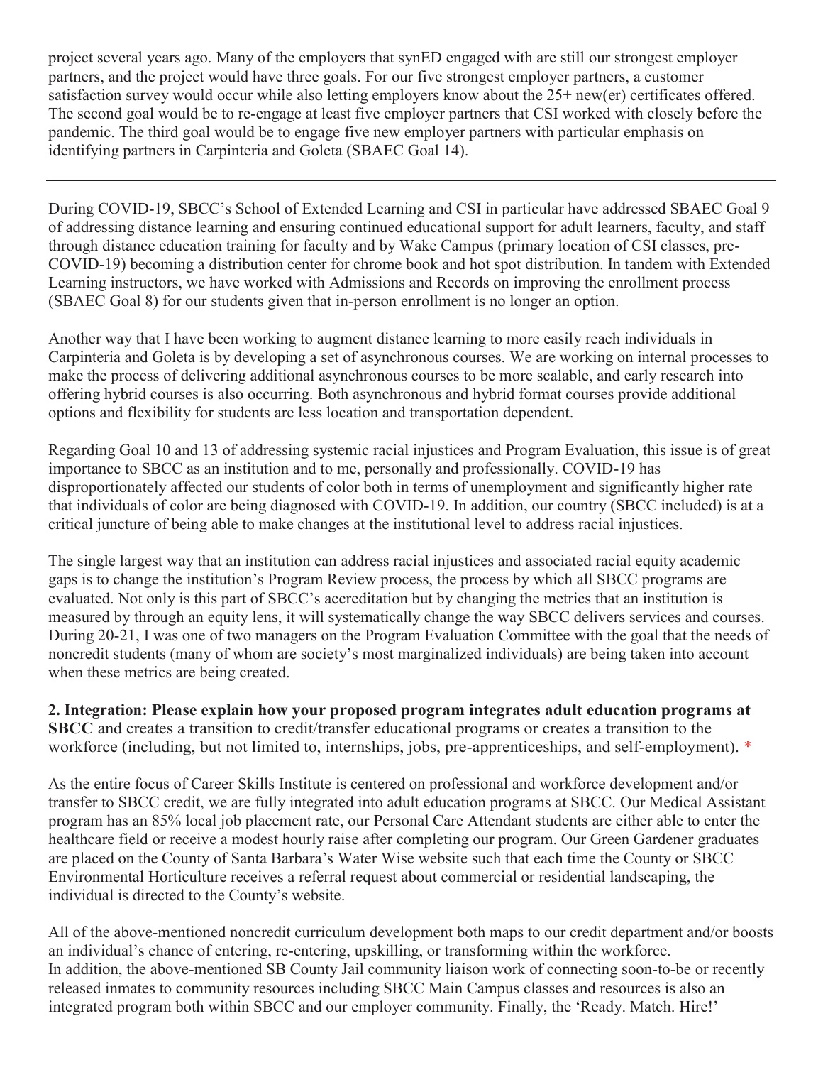project several years ago. Many of the employers that synED engaged with are still our strongest employer partners, and the project would have three goals. For our five strongest employer partners, a customer satisfaction survey would occur while also letting employers know about the 25+ new(er) certificates offered. The second goal would be to re-engage at least five employer partners that CSI worked with closely before the pandemic. The third goal would be to engage five new employer partners with particular emphasis on identifying partners in Carpinteria and Goleta (SBAEC Goal 14).

---

During COVID-19, SBCC's School of Extended Learning and CSI in particular have addressed SBAEC Goal 9 of addressing distance learning and ensuring continued educational support for adult learners, faculty, and staff through distance education training for faculty and by Wake Campus (primary location of CSI classes, pre-COVID-19) becoming a distribution center for chrome book and hot spot distribution. In tandem with Extended Learning instructors, we have worked with Admissions and Records on improving the enrollment process (SBAEC Goal 8) for our students given that in-person enrollment is no longer an option.

Another way that I have been working to augment distance learning to more easily reach individuals in Carpinteria and Goleta is by developing a set of asynchronous courses. We are working on internal processes to make the process of delivering additional asynchronous courses to be more scalable, and early research into offering hybrid courses is also occurring. Both asynchronous and hybrid format courses provide additional options and flexibility for students are less location and transportation dependent.

Regarding Goal 10 and 13 of addressing systemic racial injustices and Program Evaluation, this issue is of great importance to SBCC as an institution and to me, personally and professionally. COVID-19 has disproportionately affected our students of color both in terms of unemployment and significantly higher rate that individuals of color are being diagnosed with COVID-19. In addition, our country (SBCC included) is at a critical juncture of being able to make changes at the institutional level to address racial injustices.

The single largest way that an institution can address racial injustices and associated racial equity academic gaps is to change the institution's Program Review process, the process by which all SBCC programs are evaluated. Not only is this part of SBCC's accreditation but by changing the metrics that an institution is measured by through an equity lens, it will systematically change the way SBCC delivers services and courses. During 20-21, I was one of two managers on the Program Evaluation Committee with the goal that the needs of noncredit students (many of whom are society's most marginalized individuals) are being taken into account when these metrics are being created.

**2. Integration: Please explain how your proposed program integrates adult education programs at SBCC** and creates a transition to credit/transfer educational programs or creates a transition to the workforce (including, but not limited to, internships, jobs, pre-apprenticeships, and self-employment). *

As the entire focus of Career Skills Institute is centered on professional and workforce development and/or transfer to SBCC credit, we are fully integrated into adult education programs at SBCC. Our Medical Assistant program has an 85% local job placement rate, our Personal Care Attendant students are either able to enter the healthcare field or receive a modest hourly raise after completing our program. Our Green Gardener graduates are placed on the County of Santa Barbara's Water Wise website such that each time the County or SBCC Environmental Horticulture receives a referral request about commercial or residential landscaping, the individual is directed to the County's website.

All of the above-mentioned noncredit curriculum development both maps to our credit department and/or boosts an individual's chance of entering, re-entering, upskilling, or transforming within the workforce.
In addition, the above-mentioned SB County Jail community liaison work of connecting soon-to-be or recently released inmates to community resources including SBCC Main Campus classes and resources is also an integrated program both within SBCC and our employer community. Finally, the 'Ready. Match. Hire!'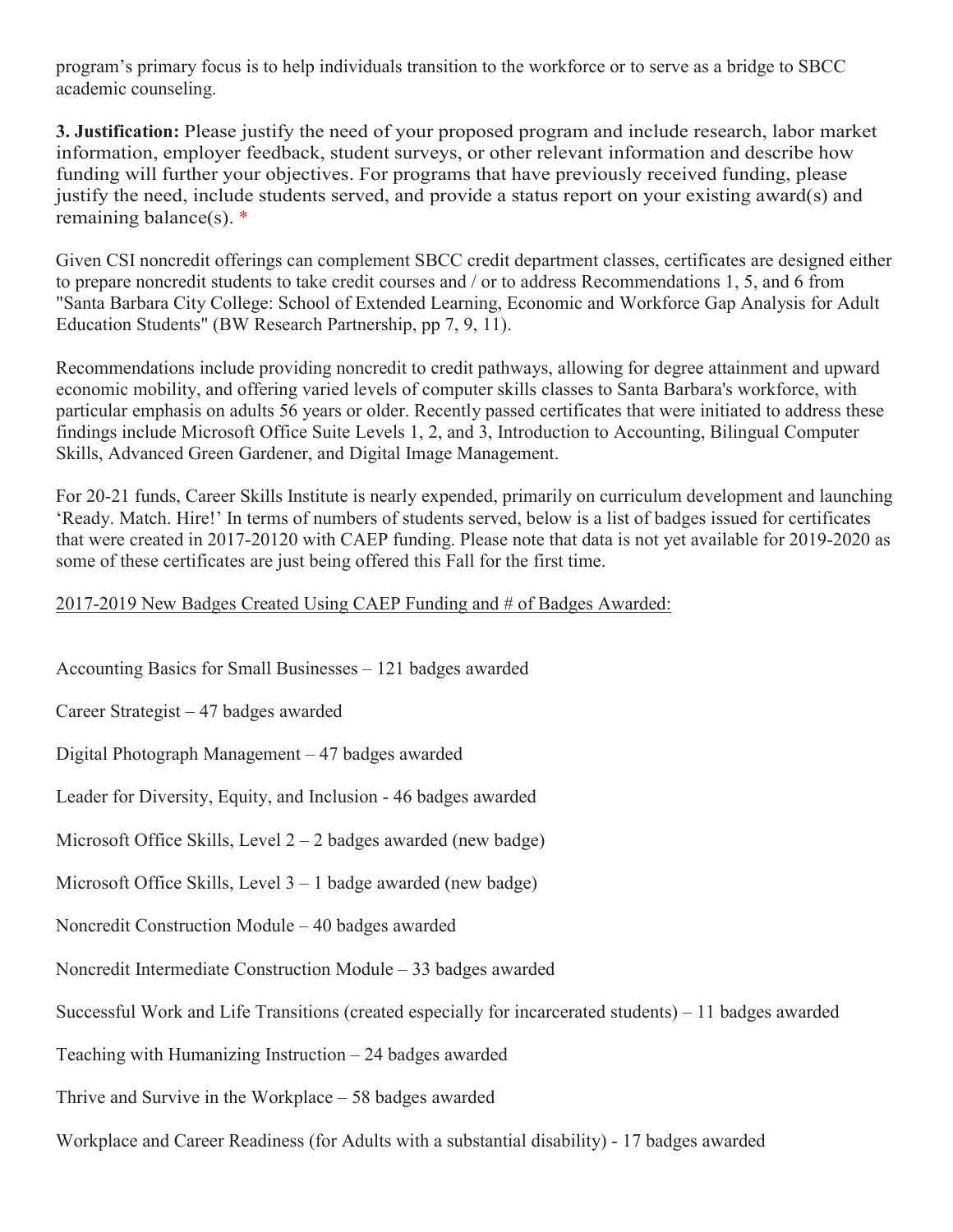program's primary focus is to help individuals transition to the workforce or to serve as a bridge to SBCC academic counseling.

**3. Justification:** Please justify the need of your proposed program and include research, labor market information, employer feedback, student surveys, or other relevant information and describe how funding will further your objectives. For programs that have previously received funding, please justify the need, include students served, and provide a status report on your existing award(s) and remaining balance(s). *

Given CSI noncredit offerings can complement SBCC credit department classes, certificates are designed either to prepare noncredit students to take credit courses and / or to address Recommendations 1, 5, and 6 from "Santa Barbara City College: School of Extended Learning, Economic and Workforce Gap Analysis for Adult Education Students" (BW Research Partnership, pp 7, 9, 11).

Recommendations include providing noncredit to credit pathways, allowing for degree attainment and upward economic mobility, and offering varied levels of computer skills classes to Santa Barbara's workforce, with particular emphasis on adults 56 years or older. Recently passed certificates that were initiated to address these findings include Microsoft Office Suite Levels 1, 2, and 3, Introduction to Accounting, Bilingual Computer Skills, Advanced Green Gardener, and Digital Image Management.

For 20-21 funds, Career Skills Institute is nearly expended, primarily on curriculum development and launching 'Ready. Match. Hire!' In terms of numbers of students served, below is a list of badges issued for certificates that were created in 2017-20120 with CAEP funding. Please note that data is not yet available for 2019-2020 as some of these certificates are just being offered this Fall for the first time.

<u>2017-2019 New Badges Created Using CAEP Funding and # of Badges Awarded:</u>

Accounting Basics for Small Businesses – 121 badges awarded

Career Strategist – 47 badges awarded

Digital Photograph Management – 47 badges awarded

Leader for Diversity, Equity, and Inclusion - 46 badges awarded

Microsoft Office Skills, Level 2 – 2 badges awarded (new badge)

Microsoft Office Skills, Level 3 – 1 badge awarded (new badge)

Noncredit Construction Module – 40 badges awarded

Noncredit Intermediate Construction Module – 33 badges awarded

Successful Work and Life Transitions (created especially for incarcerated students) – 11 badges awarded

Teaching with Humanizing Instruction – 24 badges awarded

Thrive and Survive in the Workplace – 58 badges awarded

Workplace and Career Readiness (for Adults with a substantial disability) - 17 badges awarded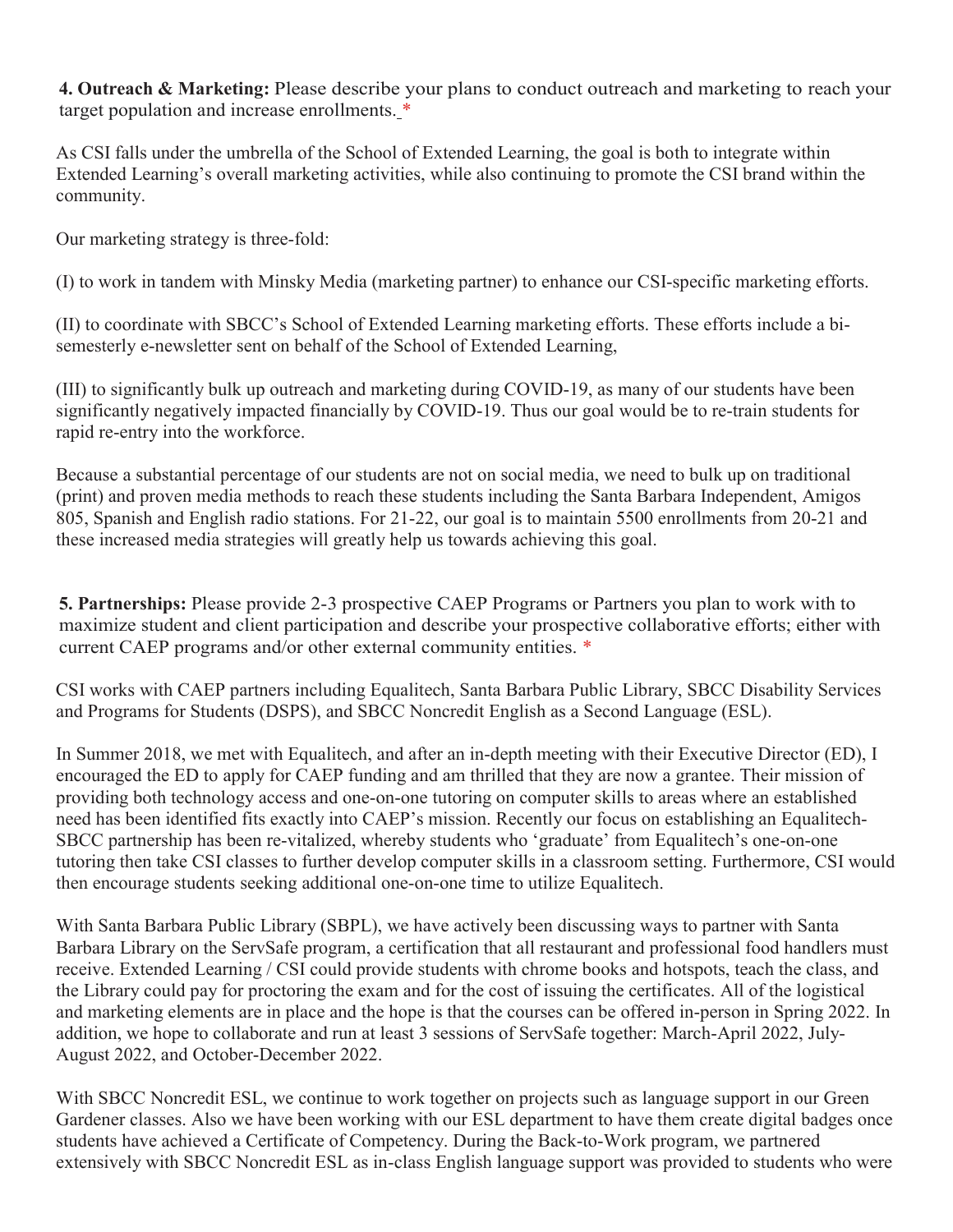**4. Outreach & Marketing:** Please describe your plans to conduct outreach and marketing to reach your target population and increase enrollments. *

As CSI falls under the umbrella of the School of Extended Learning, the goal is both to integrate within Extended Learning's overall marketing activities, while also continuing to promote the CSI brand within the community.

Our marketing strategy is three-fold:

(I) to work in tandem with Minsky Media (marketing partner) to enhance our CSI-specific marketing efforts.

(II) to coordinate with SBCC's School of Extended Learning marketing efforts. These efforts include a bi-semesterly e-newsletter sent on behalf of the School of Extended Learning,

(III) to significantly bulk up outreach and marketing during COVID-19, as many of our students have been significantly negatively impacted financially by COVID-19. Thus our goal would be to re-train students for rapid re-entry into the workforce.

Because a substantial percentage of our students are not on social media, we need to bulk up on traditional (print) and proven media methods to reach these students including the Santa Barbara Independent, Amigos 805, Spanish and English radio stations. For 21-22, our goal is to maintain 5500 enrollments from 20-21 and these increased media strategies will greatly help us towards achieving this goal.

**5. Partnerships:** Please provide 2-3 prospective CAEP Programs or Partners you plan to work with to maximize student and client participation and describe your prospective collaborative efforts; either with current CAEP programs and/or other external community entities. *

CSI works with CAEP partners including Equalitech, Santa Barbara Public Library, SBCC Disability Services and Programs for Students (DSPS), and SBCC Noncredit English as a Second Language (ESL).

In Summer 2018, we met with Equalitech, and after an in-depth meeting with their Executive Director (ED), I encouraged the ED to apply for CAEP funding and am thrilled that they are now a grantee. Their mission of providing both technology access and one-on-one tutoring on computer skills to areas where an established need has been identified fits exactly into CAEP's mission. Recently our focus on establishing an Equalitech-SBCC partnership has been re-vitalized, whereby students who 'graduate' from Equalitech's one-on-one tutoring then take CSI classes to further develop computer skills in a classroom setting. Furthermore, CSI would then encourage students seeking additional one-on-one time to utilize Equalitech.

With Santa Barbara Public Library (SBPL), we have actively been discussing ways to partner with Santa Barbara Library on the ServSafe program, a certification that all restaurant and professional food handlers must receive. Extended Learning / CSI could provide students with chrome books and hotspots, teach the class, and the Library could pay for proctoring the exam and for the cost of issuing the certificates. All of the logistical and marketing elements are in place and the hope is that the courses can be offered in-person in Spring 2022. In addition, we hope to collaborate and run at least 3 sessions of ServSafe together: March-April 2022, July-August 2022, and October-December 2022.

With SBCC Noncredit ESL, we continue to work together on projects such as language support in our Green Gardener classes. Also we have been working with our ESL department to have them create digital badges once students have achieved a Certificate of Competency. During the Back-to-Work program, we partnered extensively with SBCC Noncredit ESL as in-class English language support was provided to students who were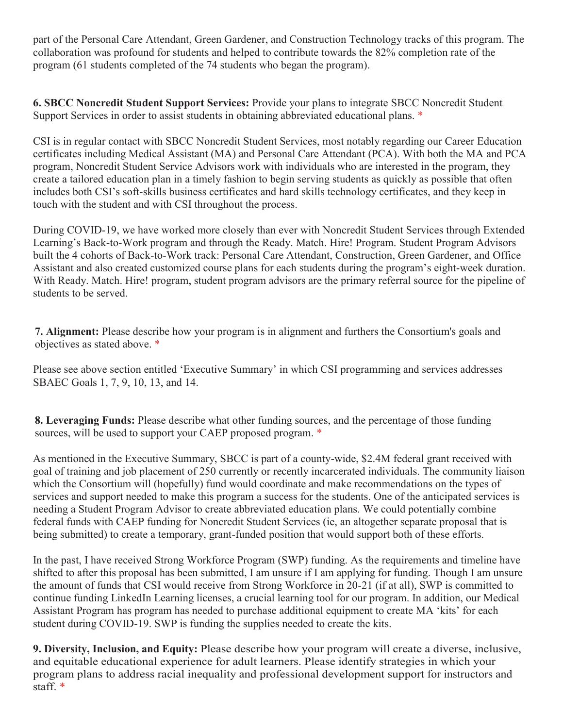part of the Personal Care Attendant, Green Gardener, and Construction Technology tracks of this program. The collaboration was profound for students and helped to contribute towards the 82% completion rate of the program (61 students completed of the 74 students who began the program).

**6. SBCC Noncredit Student Support Services:** Provide your plans to integrate SBCC Noncredit Student Support Services in order to assist students in obtaining abbreviated educational plans. *

CSI is in regular contact with SBCC Noncredit Student Services, most notably regarding our Career Education certificates including Medical Assistant (MA) and Personal Care Attendant (PCA). With both the MA and PCA program, Noncredit Student Service Advisors work with individuals who are interested in the program, they create a tailored education plan in a timely fashion to begin serving students as quickly as possible that often includes both CSI's soft-skills business certificates and hard skills technology certificates, and they keep in touch with the student and with CSI throughout the process.

During COVID-19, we have worked more closely than ever with Noncredit Student Services through Extended Learning's Back-to-Work program and through the Ready. Match. Hire! Program. Student Program Advisors built the 4 cohorts of Back-to-Work track: Personal Care Attendant, Construction, Green Gardener, and Office Assistant and also created customized course plans for each students during the program's eight-week duration. With Ready. Match. Hire! program, student program advisors are the primary referral source for the pipeline of students to be served.

**7. Alignment:** Please describe how your program is in alignment and furthers the Consortium's goals and objectives as stated above. *

Please see above section entitled 'Executive Summary' in which CSI programming and services addresses SBAEC Goals 1, 7, 9, 10, 13, and 14.

**8. Leveraging Funds:** Please describe what other funding sources, and the percentage of those funding sources, will be used to support your CAEP proposed program. *

As mentioned in the Executive Summary, SBCC is part of a county-wide, $2.4M federal grant received with goal of training and job placement of 250 currently or recently incarcerated individuals. The community liaison which the Consortium will (hopefully) fund would coordinate and make recommendations on the types of services and support needed to make this program a success for the students. One of the anticipated services is needing a Student Program Advisor to create abbreviated education plans. We could potentially combine federal funds with CAEP funding for Noncredit Student Services (ie, an altogether separate proposal that is being submitted) to create a temporary, grant-funded position that would support both of these efforts.

In the past, I have received Strong Workforce Program (SWP) funding. As the requirements and timeline have shifted to after this proposal has been submitted, I am unsure if I am applying for funding. Though I am unsure the amount of funds that CSI would receive from Strong Workforce in 20-21 (if at all), SWP is committed to continue funding LinkedIn Learning licenses, a crucial learning tool for our program. In addition, our Medical Assistant Program has program has needed to purchase additional equipment to create MA 'kits' for each student during COVID-19. SWP is funding the supplies needed to create the kits.

**9. Diversity, Inclusion, and Equity:** Please describe how your program will create a diverse, inclusive, and equitable educational experience for adult learners. Please identify strategies in which your program plans to address racial inequality and professional development support for instructors and staff. *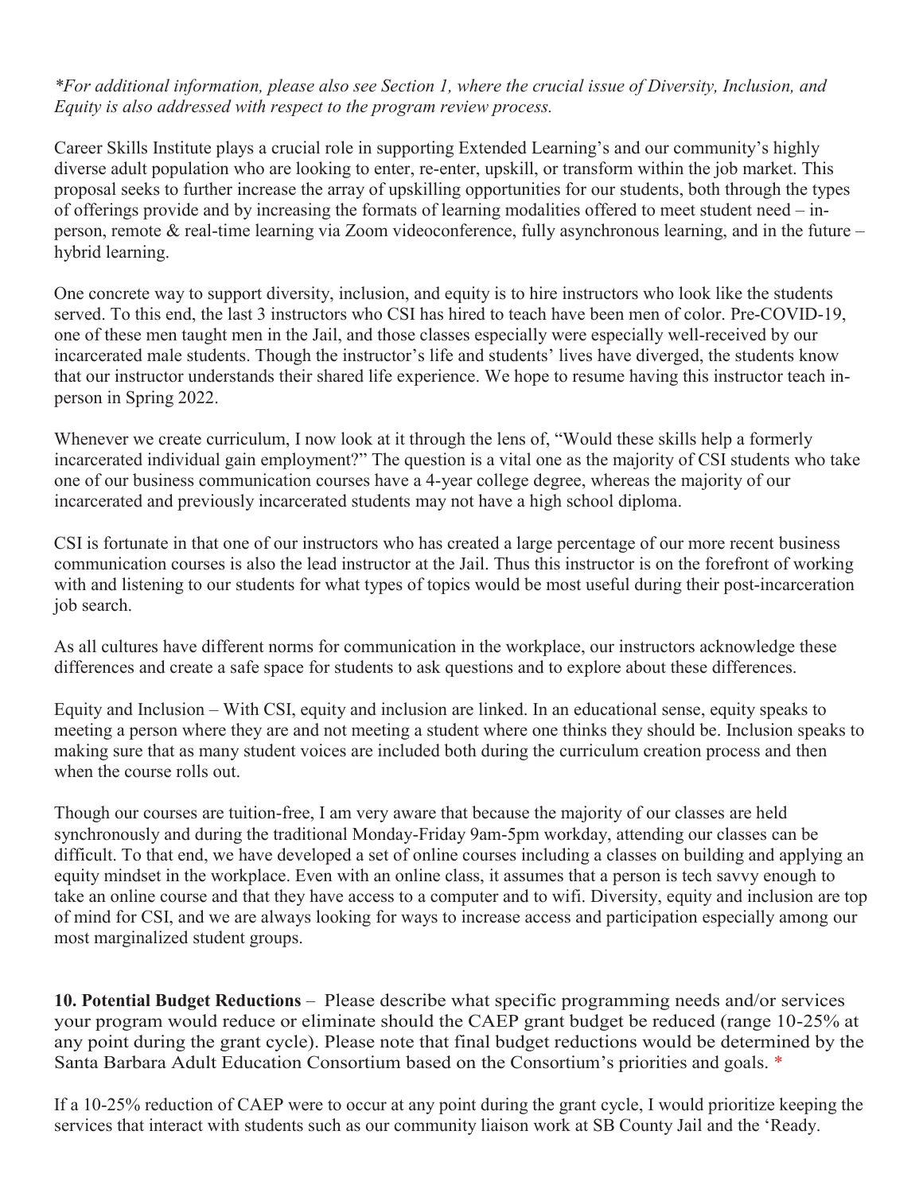*\*For additional information, please also see Section 1, where the crucial issue of Diversity, Inclusion, and Equity is also addressed with respect to the program review process.*

Career Skills Institute plays a crucial role in supporting Extended Learning's and our community's highly diverse adult population who are looking to enter, re-enter, upskill, or transform within the job market. This proposal seeks to further increase the array of upskilling opportunities for our students, both through the types of offerings provide and by increasing the formats of learning modalities offered to meet student need – in-person, remote & real-time learning via Zoom videoconference, fully asynchronous learning, and in the future – hybrid learning.

One concrete way to support diversity, inclusion, and equity is to hire instructors who look like the students served. To this end, the last 3 instructors who CSI has hired to teach have been men of color. Pre-COVID-19, one of these men taught men in the Jail, and those classes especially were especially well-received by our incarcerated male students. Though the instructor's life and students' lives have diverged, the students know that our instructor understands their shared life experience. We hope to resume having this instructor teach in-person in Spring 2022.

Whenever we create curriculum, I now look at it through the lens of, "Would these skills help a formerly incarcerated individual gain employment?" The question is a vital one as the majority of CSI students who take one of our business communication courses have a 4-year college degree, whereas the majority of our incarcerated and previously incarcerated students may not have a high school diploma.

CSI is fortunate in that one of our instructors who has created a large percentage of our more recent business communication courses is also the lead instructor at the Jail. Thus this instructor is on the forefront of working with and listening to our students for what types of topics would be most useful during their post-incarceration job search.

As all cultures have different norms for communication in the workplace, our instructors acknowledge these differences and create a safe space for students to ask questions and to explore about these differences.

Equity and Inclusion – With CSI, equity and inclusion are linked. In an educational sense, equity speaks to meeting a person where they are and not meeting a student where one thinks they should be. Inclusion speaks to making sure that as many student voices are included both during the curriculum creation process and then when the course rolls out.

Though our courses are tuition-free, I am very aware that because the majority of our classes are held synchronously and during the traditional Monday-Friday 9am-5pm workday, attending our classes can be difficult. To that end, we have developed a set of online courses including a classes on building and applying an equity mindset in the workplace. Even with an online class, it assumes that a person is tech savvy enough to take an online course and that they have access to a computer and to wifi. Diversity, equity and inclusion are top of mind for CSI, and we are always looking for ways to increase access and participation especially among our most marginalized student groups.

**10. Potential Budget Reductions** – Please describe what specific programming needs and/or services your program would reduce or eliminate should the CAEP grant budget be reduced (range 10-25% at any point during the grant cycle). Please note that final budget reductions would be determined by the Santa Barbara Adult Education Consortium based on the Consortium's priorities and goals. *

If a 10-25% reduction of CAEP were to occur at any point during the grant cycle, I would prioritize keeping the services that interact with students such as our community liaison work at SB County Jail and the 'Ready.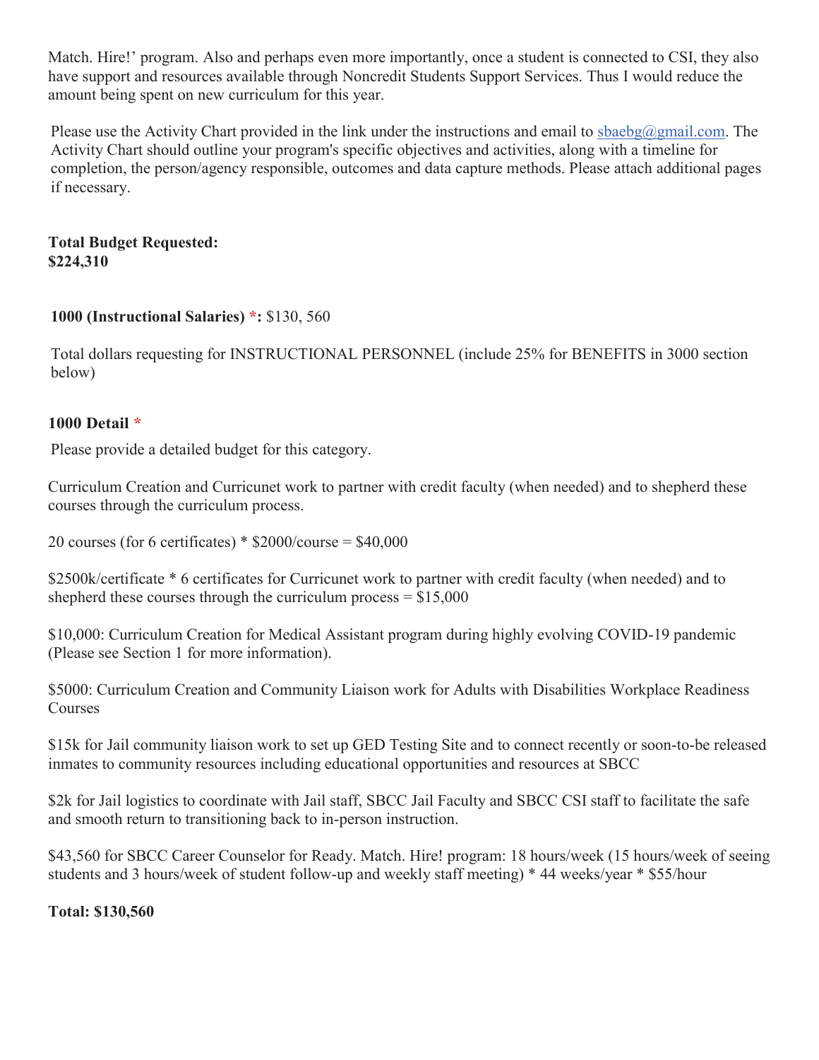Match. Hire!' program. Also and perhaps even more importantly, once a student is connected to CSI, they also have support and resources available through Noncredit Students Support Services. Thus I would reduce the amount being spent on new curriculum for this year.

Please use the Activity Chart provided in the link under the instructions and email to sbaebg@gmail.com. The Activity Chart should outline your program's specific objectives and activities, along with a timeline for completion, the person/agency responsible, outcomes and data capture methods. Please attach additional pages if necessary.

**Total Budget Requested:**
**$224,310**

**1000 (Instructional Salaries) \*:** $130, 560

Total dollars requesting for INSTRUCTIONAL PERSONNEL (include 25% for BENEFITS in 3000 section below)

**1000 Detail \***

Please provide a detailed budget for this category.

Curriculum Creation and Curricunet work to partner with credit faculty (when needed) and to shepherd these courses through the curriculum process.

20 courses (for 6 certificates) * $2000/course = $40,000

$2500k/certificate * 6 certificates for Curricunet work to partner with credit faculty (when needed) and to shepherd these courses through the curriculum process = $15,000

$10,000: Curriculum Creation for Medical Assistant program during highly evolving COVID-19 pandemic (Please see Section 1 for more information).

$5000: Curriculum Creation and Community Liaison work for Adults with Disabilities Workplace Readiness Courses

$15k for Jail community liaison work to set up GED Testing Site and to connect recently or soon-to-be released inmates to community resources including educational opportunities and resources at SBCC

$2k for Jail logistics to coordinate with Jail staff, SBCC Jail Faculty and SBCC CSI staff to facilitate the safe and smooth return to transitioning back to in-person instruction.

$43,560 for SBCC Career Counselor for Ready. Match. Hire! program: 18 hours/week (15 hours/week of seeing students and 3 hours/week of student follow-up and weekly staff meeting) * 44 weeks/year * $55/hour

**Total: $130,560**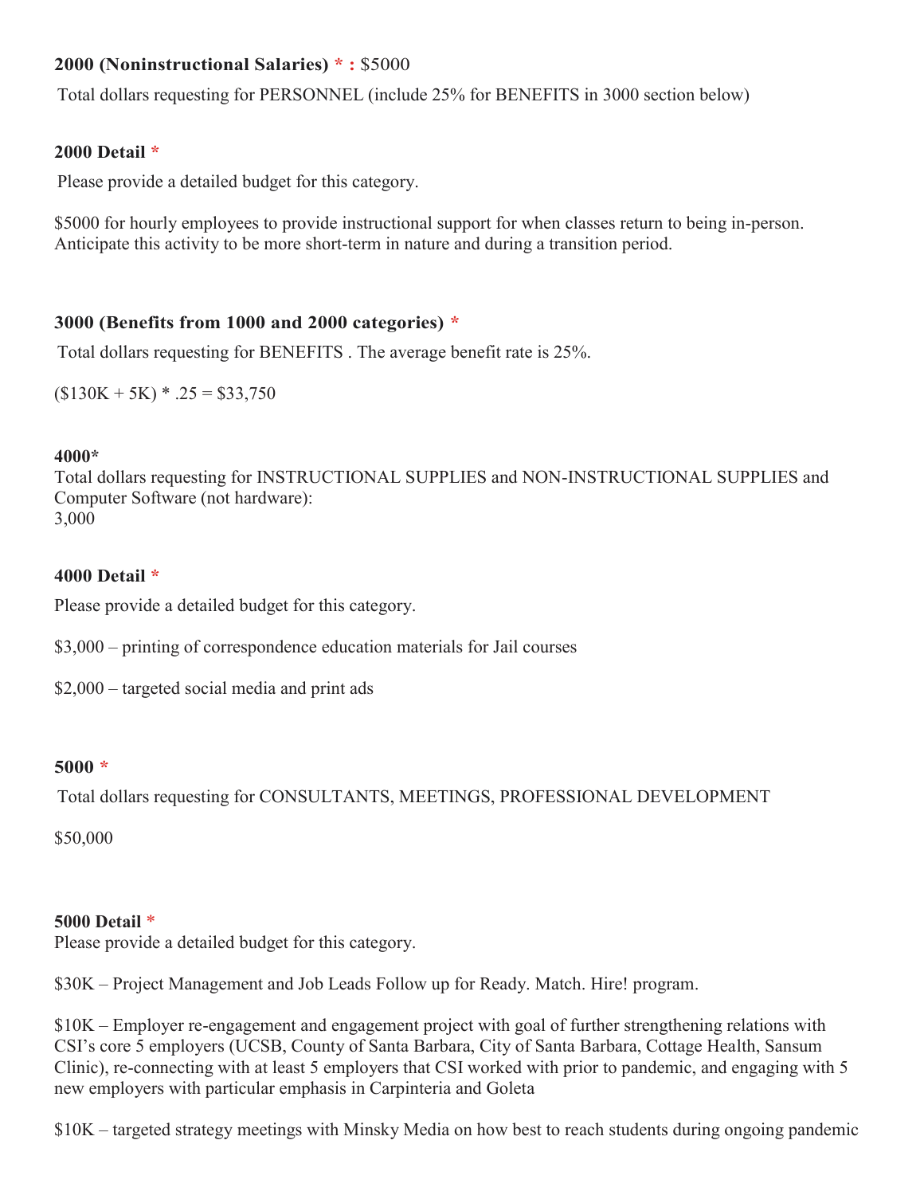**2000 (Noninstructional Salaries) * :** $5000

Total dollars requesting for PERSONNEL (include 25% for BENEFITS in 3000 section below)

**2000 Detail ***

Please provide a detailed budget for this category.

$5000 for hourly employees to provide instructional support for when classes return to being in-person. Anticipate this activity to be more short-term in nature and during a transition period.

**3000 (Benefits from 1000 and 2000 categories) ***

Total dollars requesting for BENEFITS . The average benefit rate is 25%.

($130K + 5K) * .25 = $33,750

**4000***

Total dollars requesting for INSTRUCTIONAL SUPPLIES and NON-INSTRUCTIONAL SUPPLIES and Computer Software (not hardware):
3,000

**4000 Detail ***

Please provide a detailed budget for this category.

$3,000 – printing of correspondence education materials for Jail courses

$2,000 – targeted social media and print ads

**5000 ***

Total dollars requesting for CONSULTANTS, MEETINGS, PROFESSIONAL DEVELOPMENT

$50,000

**5000 Detail ***

Please provide a detailed budget for this category.

$30K – Project Management and Job Leads Follow up for Ready. Match. Hire! program.

$10K – Employer re-engagement and engagement project with goal of further strengthening relations with CSI's core 5 employers (UCSB, County of Santa Barbara, City of Santa Barbara, Cottage Health, Sansum Clinic), re-connecting with at least 5 employers that CSI worked with prior to pandemic, and engaging with 5 new employers with particular emphasis in Carpinteria and Goleta

$10K – targeted strategy meetings with Minsky Media on how best to reach students during ongoing pandemic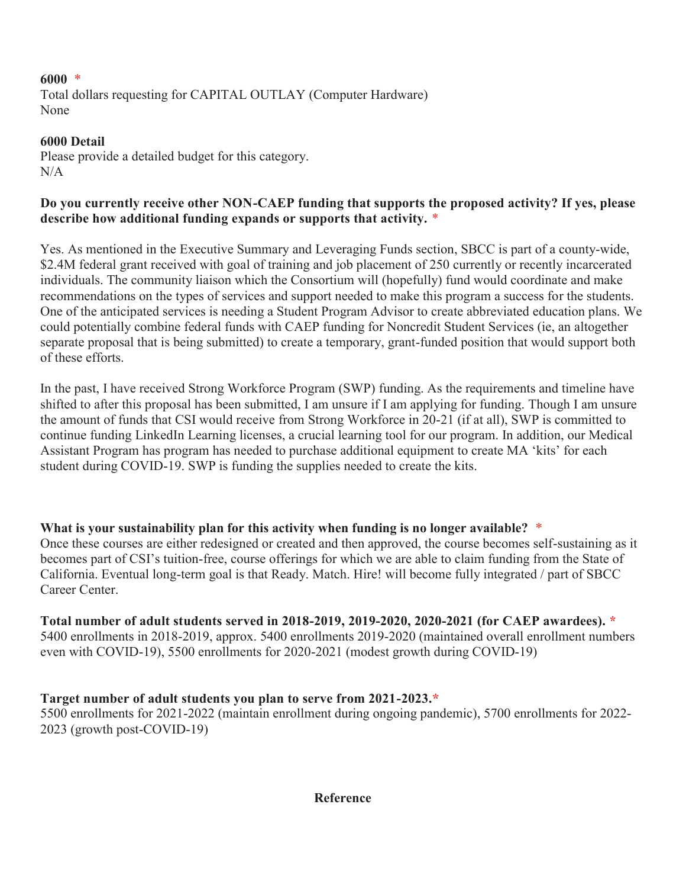**6000** *
Total dollars requesting for CAPITAL OUTLAY (Computer Hardware)
None

**6000 Detail**
Please provide a detailed budget for this category.
N/A

**Do you currently receive other NON-CAEP funding that supports the proposed activity? If yes, please describe how additional funding expands or supports that activity.** *

Yes. As mentioned in the Executive Summary and Leveraging Funds section, SBCC is part of a county-wide, \$2.4M federal grant received with goal of training and job placement of 250 currently or recently incarcerated individuals. The community liaison which the Consortium will (hopefully) fund would coordinate and make recommendations on the types of services and support needed to make this program a success for the students. One of the anticipated services is needing a Student Program Advisor to create abbreviated education plans. We could potentially combine federal funds with CAEP funding for Noncredit Student Services (ie, an altogether separate proposal that is being submitted) to create a temporary, grant-funded position that would support both of these efforts.

In the past, I have received Strong Workforce Program (SWP) funding. As the requirements and timeline have shifted to after this proposal has been submitted, I am unsure if I am applying for funding. Though I am unsure the amount of funds that CSI would receive from Strong Workforce in 20-21 (if at all), SWP is committed to continue funding LinkedIn Learning licenses, a crucial learning tool for our program. In addition, our Medical Assistant Program has program has needed to purchase additional equipment to create MA 'kits' for each student during COVID-19. SWP is funding the supplies needed to create the kits.

**What is your sustainability plan for this activity when funding is no longer available?** *
Once these courses are either redesigned or created and then approved, the course becomes self-sustaining as it becomes part of CSI's tuition-free, course offerings for which we are able to claim funding from the State of California. Eventual long-term goal is that Ready. Match. Hire! will become fully integrated / part of SBCC Career Center.

**Total number of adult students served in 2018-2019, 2019-2020, 2020-2021 (for CAEP awardees).** *
5400 enrollments in 2018-2019, approx. 5400 enrollments 2019-2020 (maintained overall enrollment numbers even with COVID-19), 5500 enrollments for 2020-2021 (modest growth during COVID-19)

**Target number of adult students you plan to serve from 2021-2023.***
5500 enrollments for 2021-2022 (maintain enrollment during ongoing pandemic), 5700 enrollments for 2022-2023 (growth post-COVID-19)

**Reference**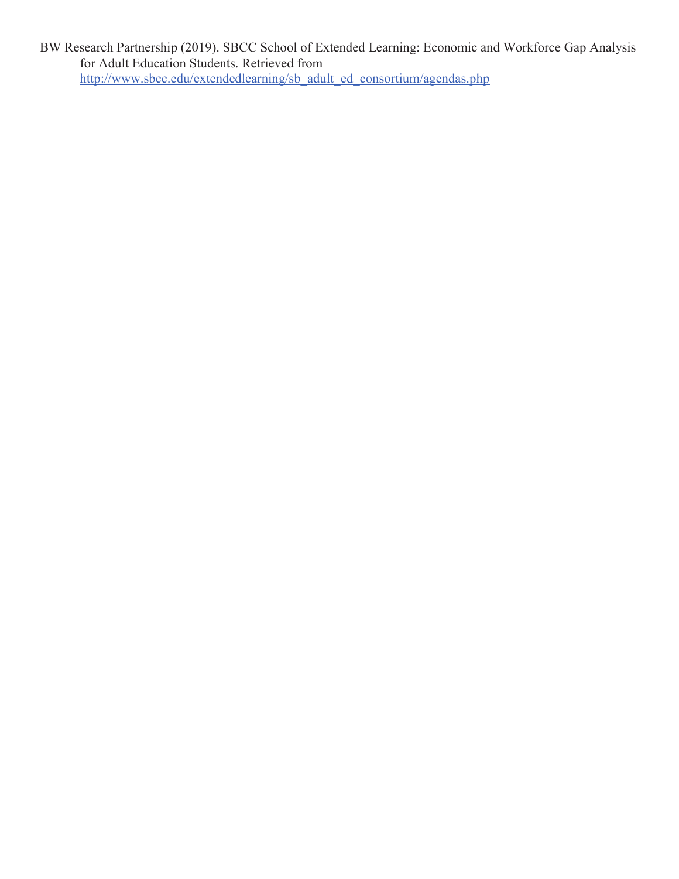BW Research Partnership (2019). SBCC School of Extended Learning: Economic and Workforce Gap Analysis for Adult Education Students. Retrieved from http://www.sbcc.edu/extendedlearning/sb_adult_ed_consortium/agendas.php